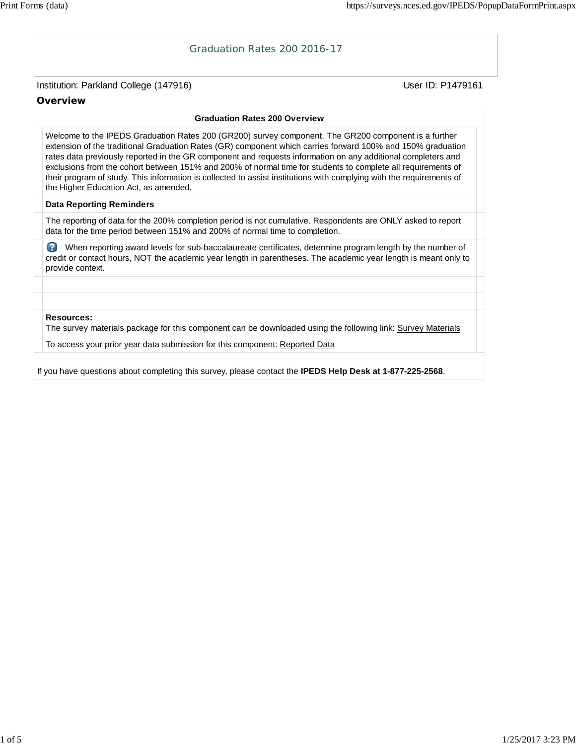# Graduation Rates 200 2016-17

Institution: Parkland College (147916)

User ID: P1479161

## Overview

### Graduation Rates 200 Overview

Welcome to the IPEDS Graduation Rates 200 (GR200) survey component. The GR200 component is a further extension of the traditional Graduation Rates (GR) component which carries forward 100% and 150% graduation rates data previously reported in the GR component and requests information on any additional completers and exclusions from the cohort between 151% and 200% of normal time for students to complete all requirements of their program of study. This information is collected to assist institutions with complying with the requirements of the Higher Education Act, as amended.

**Data Reporting Reminders**

The reporting of data for the 200% completion period is not cumulative. Respondents are ONLY asked to report data for the time period between 151% and 200% of normal time to completion.

When reporting award levels for sub-baccalaureate certificates, determine program length by the number of credit or contact hours, NOT the academic year length in parentheses. The academic year length is meant only to provide context.

**Resources:**
The survey materials package for this component can be downloaded using the following link: Survey Materials

To access your prior year data submission for this component: Reported Data

If you have questions about completing this survey, please contact the **IPEDS Help Desk at 1-877-225-2568**.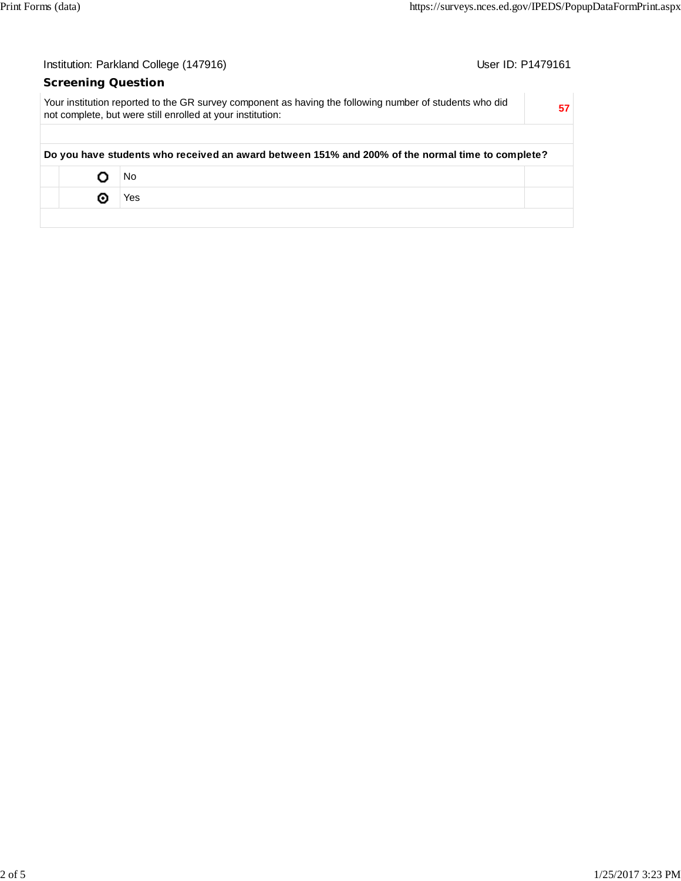Institution: Parkland College (147916)

User ID: P1479161

## Screening Question

| | |
|---|---|
| Your institution reported to the GR survey component as having the following number of students who did not complete, but were still enrolled at your institution: | 57 |

**Do you have students who received an award between 151% and 200% of the normal time to complete?**

| | Option |
|---|---|
| ○ | No |
| ◉ | Yes |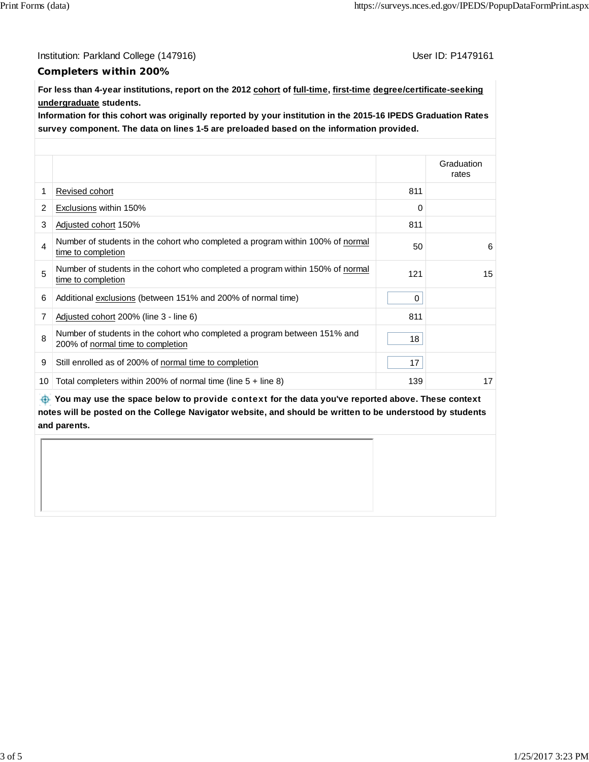Institution: Parkland College (147916)

User ID: P1479161

## Completers within 200%

**For less than 4-year institutions, report on the 2012 cohort of full-time, first-time degree/certificate-seeking undergraduate students.**

**Information for this cohort was originally reported by your institution in the 2015-16 IPEDS Graduation Rates survey component. The data on lines 1-5 are preloaded based on the information provided.**

| | | | Graduation rates |
|---|---|---|---|
| 1 | Revised cohort | 811 | |
| 2 | Exclusions within 150% | 0 | |
| 3 | Adjusted cohort 150% | 811 | |
| 4 | Number of students in the cohort who completed a program within 100% of normal time to completion | 50 | 6 |
| 5 | Number of students in the cohort who completed a program within 150% of normal time to completion | 121 | 15 |
| 6 | Additional exclusions (between 151% and 200% of normal time) | 0 | |
| 7 | Adjusted cohort 200% (line 3 - line 6) | 811 | |
| 8 | Number of students in the cohort who completed a program between 151% and 200% of normal time to completion | 18 | |
| 9 | Still enrolled as of 200% of normal time to completion | 17 | |
| 10 | Total completers within 200% of normal time (line 5 + line 8) | 139 | 17 |

**You may use the space below to provide context for the data you've reported above. These context notes will be posted on the College Navigator website, and should be written to be understood by students and parents.**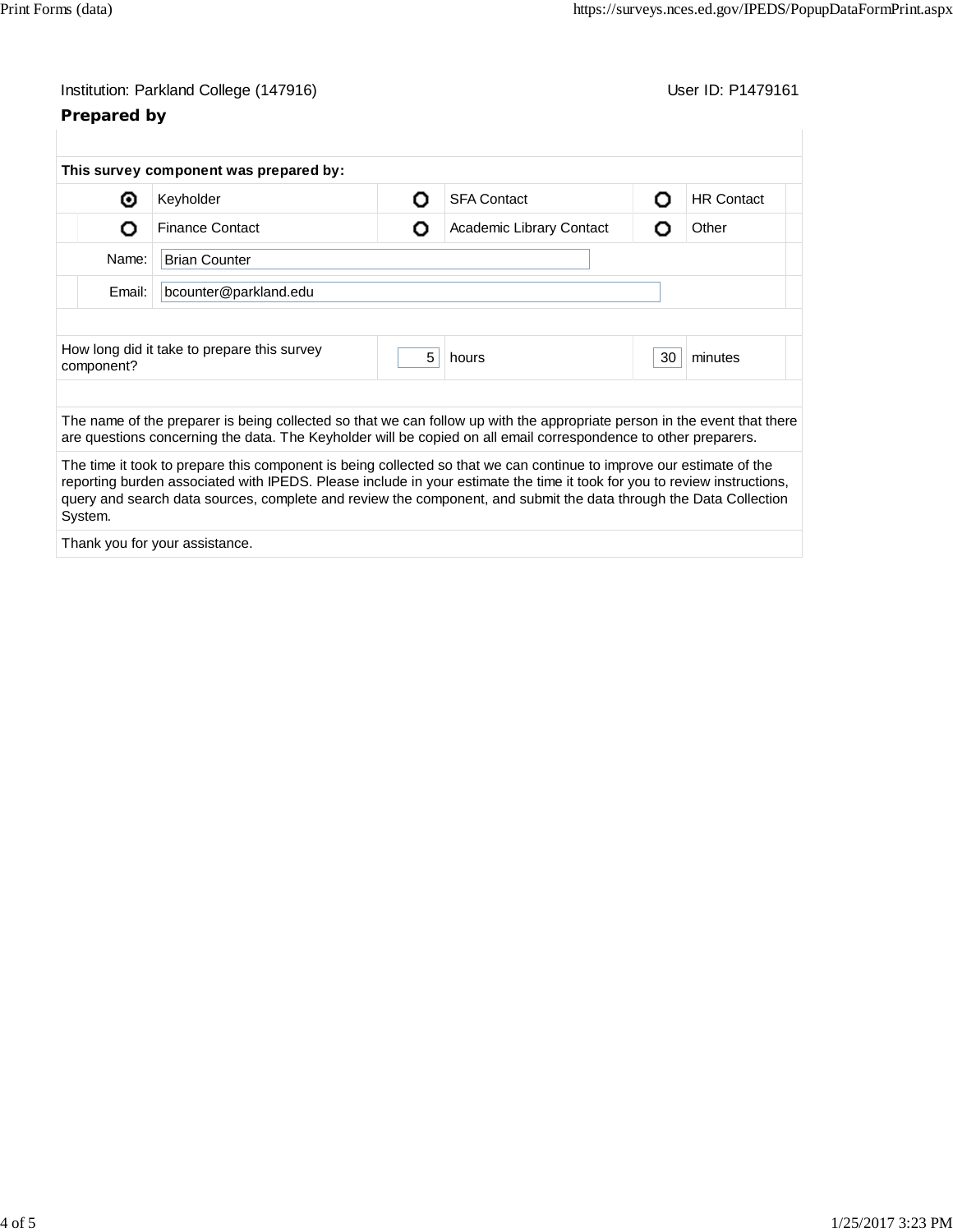Institution: Parkland College (147916) User ID: P1479161

## Prepared by

**This survey component was prepared by:**

| | | | | | |
|---|---|---|---|---|---|
| ◉ | Keyholder | ○ | SFA Contact | ○ | HR Contact |
| ○ | Finance Contact | ○ | Academic Library Contact | ○ | Other |

Name: Brian Counter

Email: bcounter@parkland.edu

| How long did it take to prepare this survey component? | 5 | hours | 30 | minutes |
|---|---|---|---|---|

The name of the preparer is being collected so that we can follow up with the appropriate person in the event that there are questions concerning the data. The Keyholder will be copied on all email correspondence to other preparers.

The time it took to prepare this component is being collected so that we can continue to improve our estimate of the reporting burden associated with IPEDS. Please include in your estimate the time it took for you to review instructions, query and search data sources, complete and review the component, and submit the data through the Data Collection System.

Thank you for your assistance.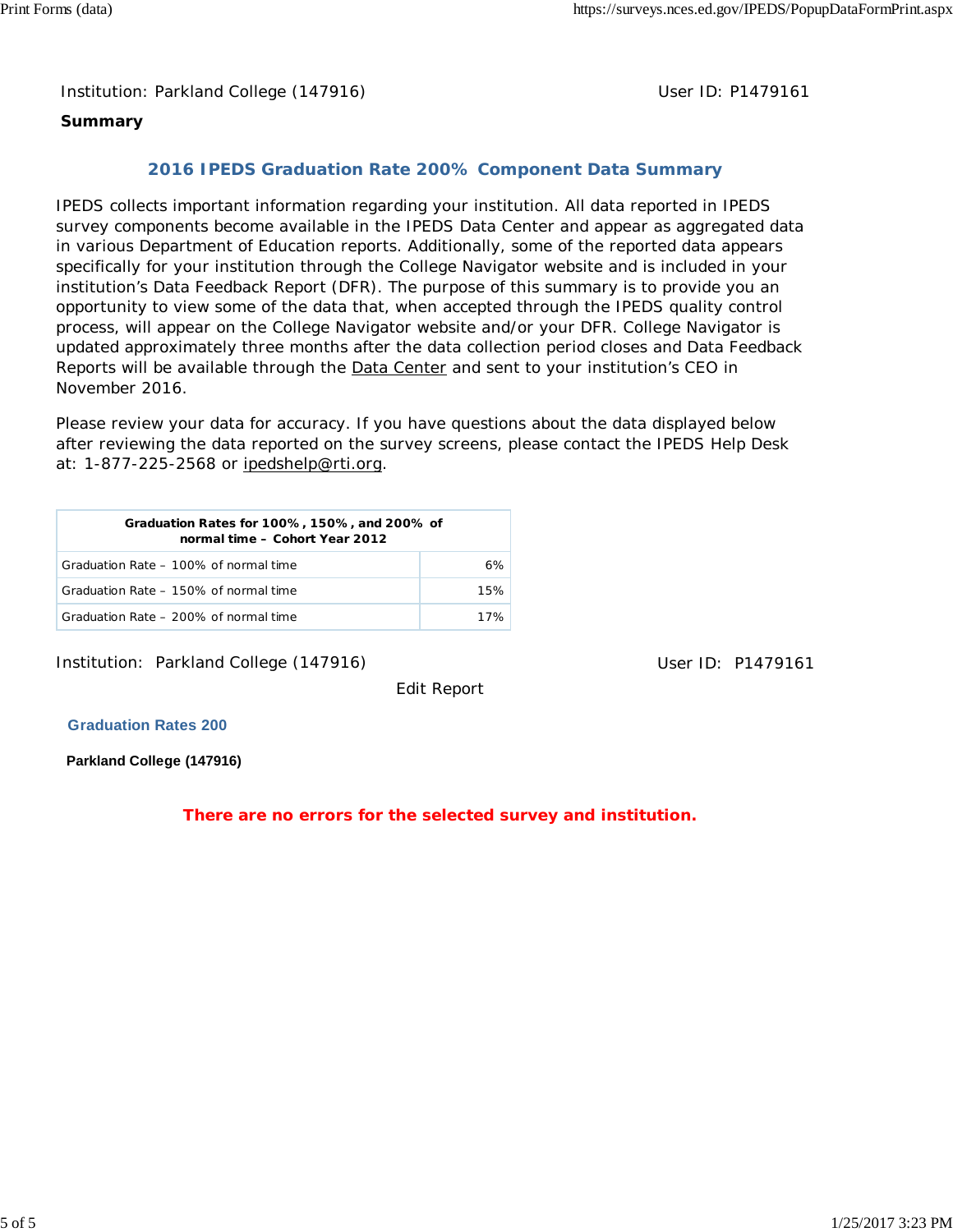Institution: Parkland College (147916) User ID: P1479161

**Summary**

## 2016 IPEDS Graduation Rate 200% Component Data Summary

IPEDS collects important information regarding your institution. All data reported in IPEDS survey components become available in the IPEDS Data Center and appear as aggregated data in various Department of Education reports. Additionally, some of the reported data appears specifically for your institution through the College Navigator website and is included in your institution's Data Feedback Report (DFR). The purpose of this summary is to provide you an opportunity to view some of the data that, when accepted through the IPEDS quality control process, will appear on the College Navigator website and/or your DFR. College Navigator is updated approximately three months after the data collection period closes and Data Feedback Reports will be available through the Data Center and sent to your institution's CEO in November 2016.

Please review your data for accuracy. If you have questions about the data displayed below after reviewing the data reported on the survey screens, please contact the IPEDS Help Desk at: 1-877-225-2568 or ipedshelp@rti.org.

| Graduation Rates for 100%, 150%, and 200% of normal time – Cohort Year 2012 | |
|---|---|
| Graduation Rate – 100% of normal time | 6% |
| Graduation Rate – 150% of normal time | 15% |
| Graduation Rate – 200% of normal time | 17% |

Institution: Parkland College (147916) User ID: P1479161

Edit Report

### Graduation Rates 200

**Parkland College (147916)**

**There are no errors for the selected survey and institution.**